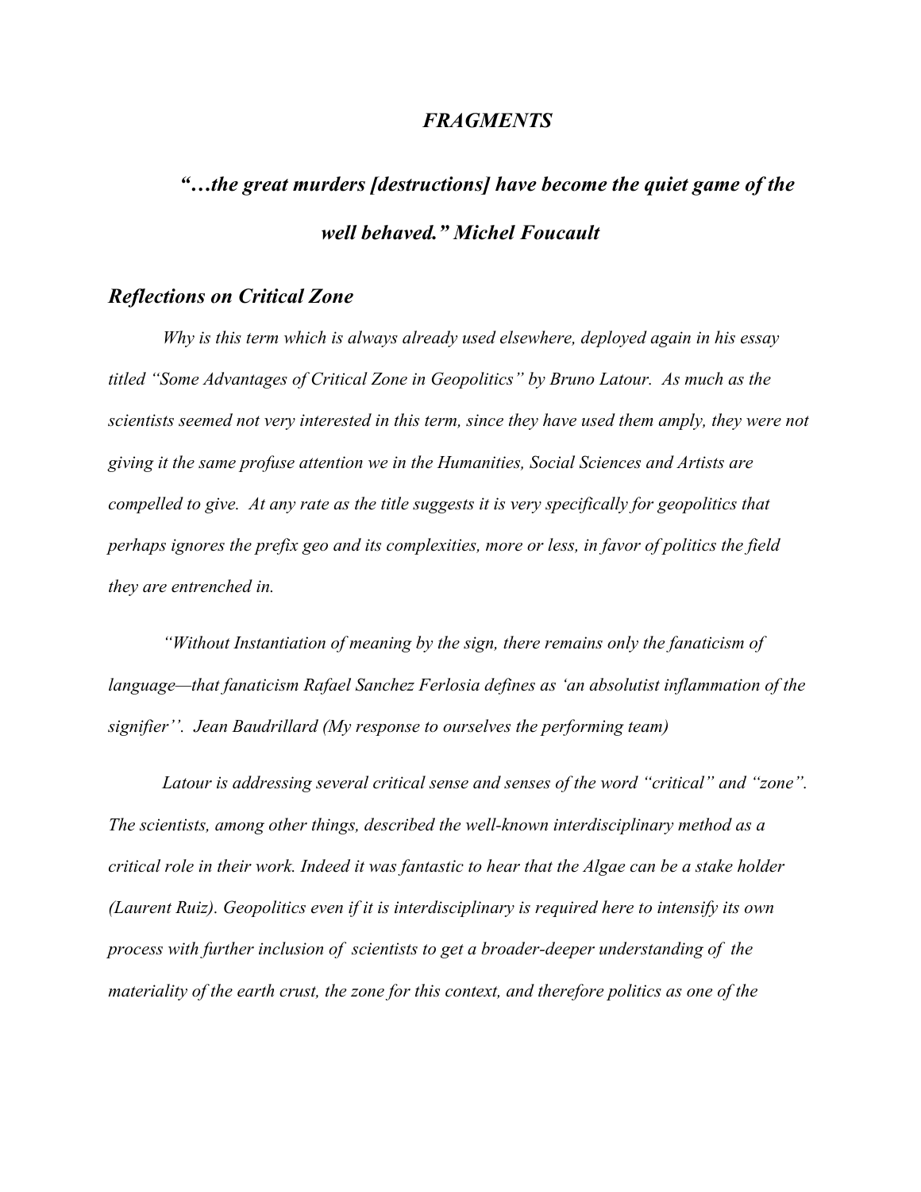# *FRAGMENTS*

## *"…the great murders [destructions] have become the quiet game of the well behaved." Michel Foucault*

### *Reflections on Critical Zone*

*Why is this term which is always already used elsewhere, deployed again in his essay titled "Some Advantages of Critical Zone in Geopolitics" by Bruno Latour. As much as the scientists seemed not very interested in this term, since they have used them amply, they were not giving it the same profuse attention we in the Humanities, Social Sciences and Artists are compelled to give. At any rate as the title suggests it is very specifically for geopolitics that perhaps ignores the prefix geo and its complexities, more or less, in favor of politics the field they are entrenched in.*

*"Without Instantiation of meaning by the sign, there remains only the fanaticism of language—that fanaticism Rafael Sanchez Ferlosia defines as 'an absolutist inflammation of the signifier''. Jean Baudrillard (My response to ourselves the performing team)*

*Latour is addressing several critical sense and senses of the word "critical" and "zone". The scientists, among other things, described the well-known interdisciplinary method as a critical role in their work. Indeed it was fantastic to hear that the Algae can be a stake holder (Laurent Ruiz). Geopolitics even if it is interdisciplinary is required here to intensify its own process with further inclusion of scientists to get a broader-deeper understanding of the materiality of the earth crust, the zone for this context, and therefore politics as one of the*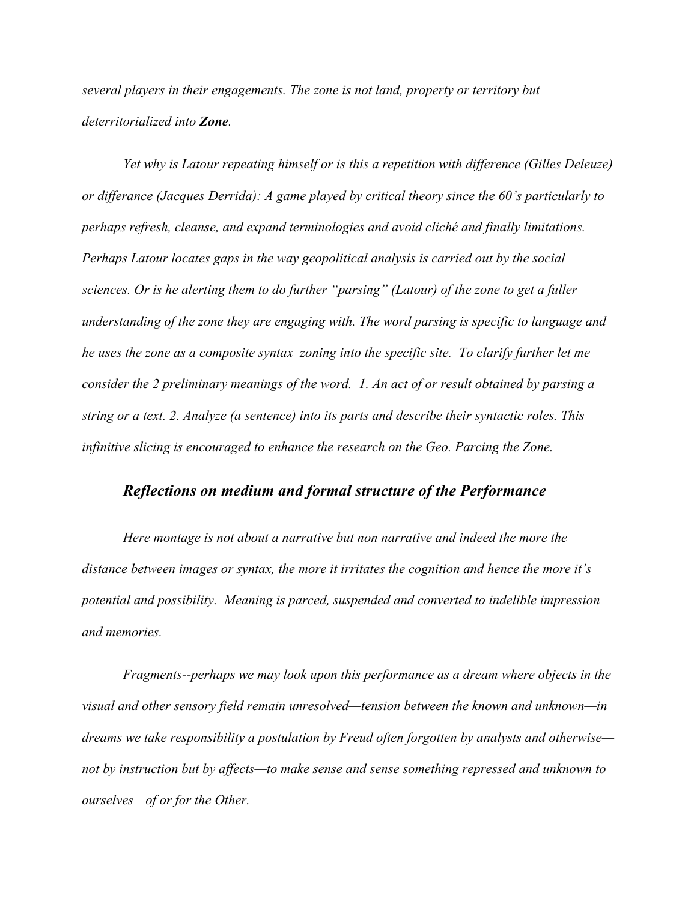*several players in their engagements. The zone is not land, property or territory but deterritorialized into **Zone**.*

*Yet why is Latour repeating himself or is this a repetition with difference (Gilles Deleuze) or differance (Jacques Derrida): A game played by critical theory since the 60's particularly to perhaps refresh, cleanse, and expand terminologies and avoid cliché and finally limitations. Perhaps Latour locates gaps in the way geopolitical analysis is carried out by the social sciences. Or is he alerting them to do further "parsing" (Latour) of the zone to get a fuller understanding of the zone they are engaging with. The word parsing is specific to language and he uses the zone as a composite syntax zoning into the specific site. To clarify further let me consider the 2 preliminary meanings of the word. 1. An act of or result obtained by parsing a string or a text. 2. Analyze (a sentence) into its parts and describe their syntactic roles. This infinitive slicing is encouraged to enhance the research on the Geo. Parcing the Zone.*

## *Reflections on medium and formal structure of the Performance*

*Here montage is not about a narrative but non narrative and indeed the more the distance between images or syntax, the more it irritates the cognition and hence the more it's potential and possibility. Meaning is parced, suspended and converted to indelible impression and memories.*

*Fragments--perhaps we may look upon this performance as a dream where objects in the visual and other sensory field remain unresolved—tension between the known and unknown—in dreams we take responsibility a postulation by Freud often forgotten by analysts and otherwise—not by instruction but by affects—to make sense and sense something repressed and unknown to ourselves—of or for the Other.*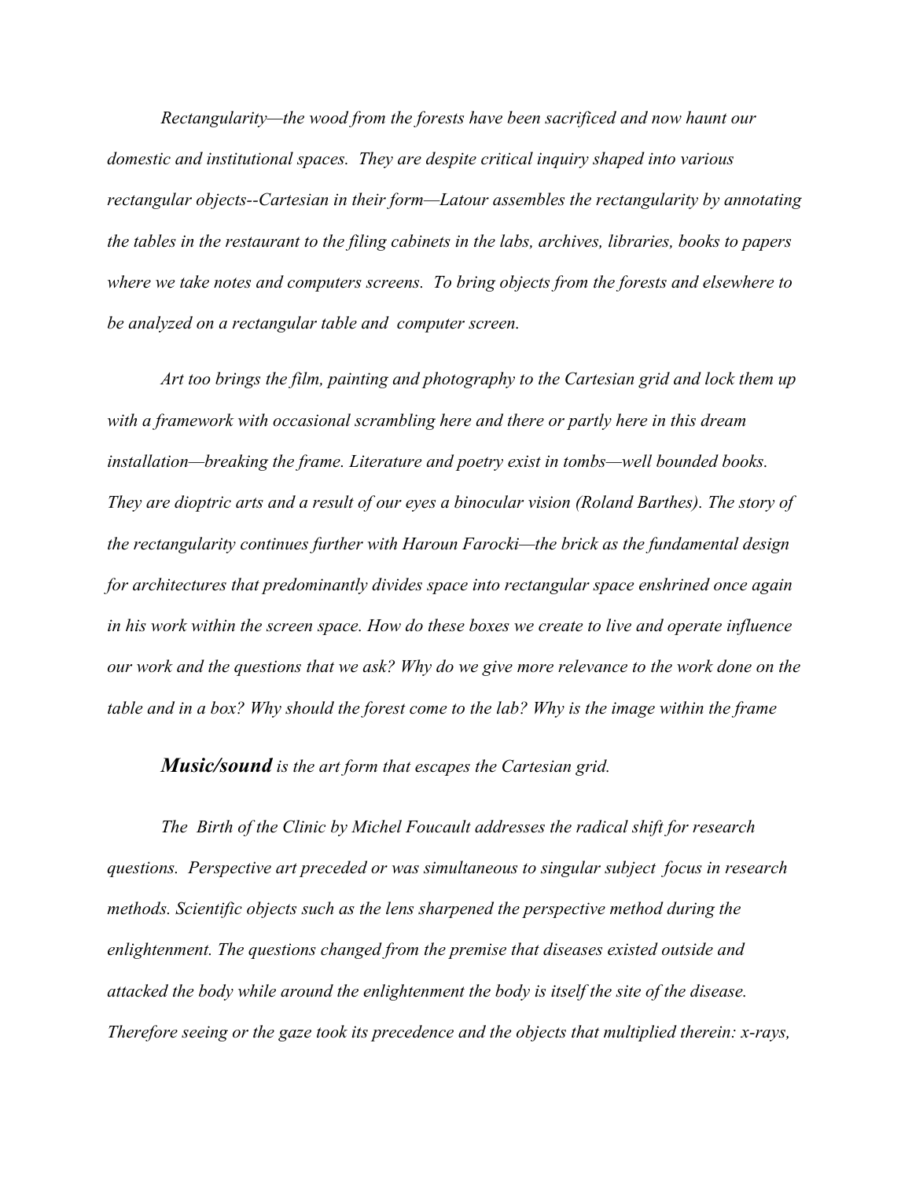*Rectangularity—the wood from the forests have been sacrificed and now haunt our domestic and institutional spaces. They are despite critical inquiry shaped into various rectangular objects--Cartesian in their form—Latour assembles the rectangularity by annotating the tables in the restaurant to the filing cabinets in the labs, archives, libraries, books to papers where we take notes and computers screens. To bring objects from the forests and elsewhere to be analyzed on a rectangular table and computer screen.*

*Art too brings the film, painting and photography to the Cartesian grid and lock them up with a framework with occasional scrambling here and there or partly here in this dream installation—breaking the frame. Literature and poetry exist in tombs—well bounded books. They are dioptric arts and a result of our eyes a binocular vision (Roland Barthes). The story of the rectangularity continues further with Haroun Farocki—the brick as the fundamental design for architectures that predominantly divides space into rectangular space enshrined once again in his work within the screen space. How do these boxes we create to live and operate influence our work and the questions that we ask? Why do we give more relevance to the work done on the table and in a box? Why should the forest come to the lab? Why is the image within the frame*

***Music/sound** is the art form that escapes the Cartesian grid.*

*The Birth of the Clinic by Michel Foucault addresses the radical shift for research questions. Perspective art preceded or was simultaneous to singular subject focus in research methods. Scientific objects such as the lens sharpened the perspective method during the enlightenment. The questions changed from the premise that diseases existed outside and attacked the body while around the enlightenment the body is itself the site of the disease. Therefore seeing or the gaze took its precedence and the objects that multiplied therein: x-rays,*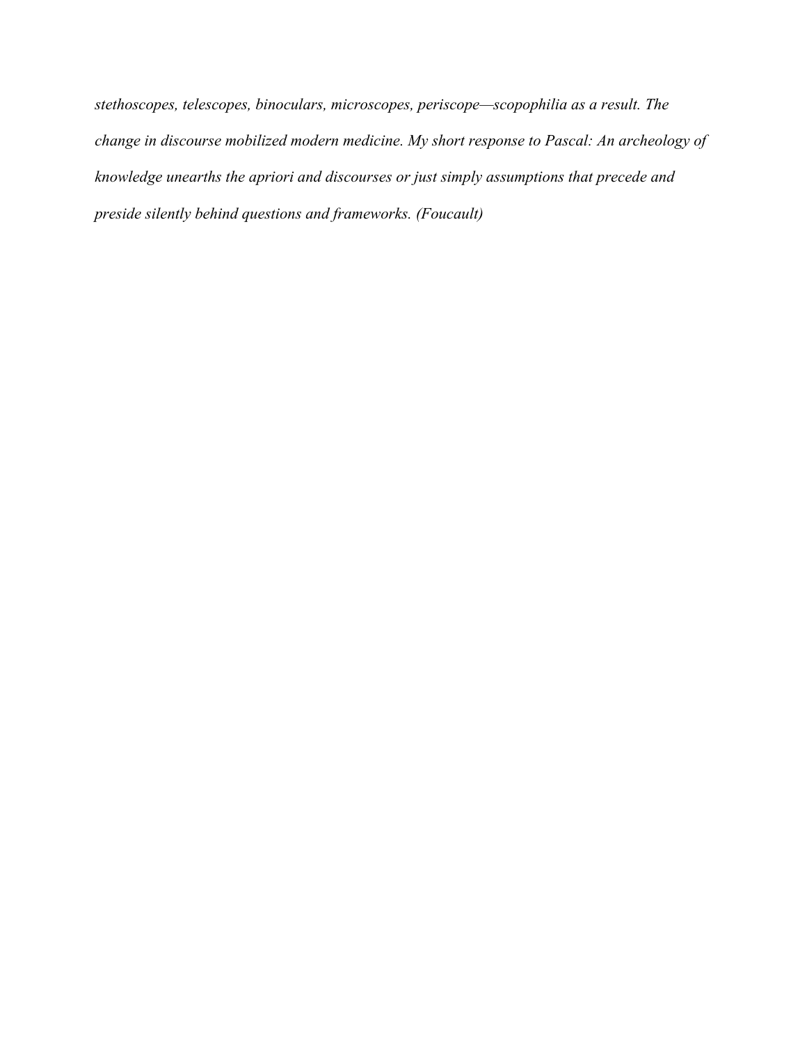*stethoscopes, telescopes, binoculars, microscopes, periscope—scopophilia as a result. The change in discourse mobilized modern medicine. My short response to Pascal: An archeology of knowledge unearths the apriori and discourses or just simply assumptions that precede and preside silently behind questions and frameworks. (Foucault)*